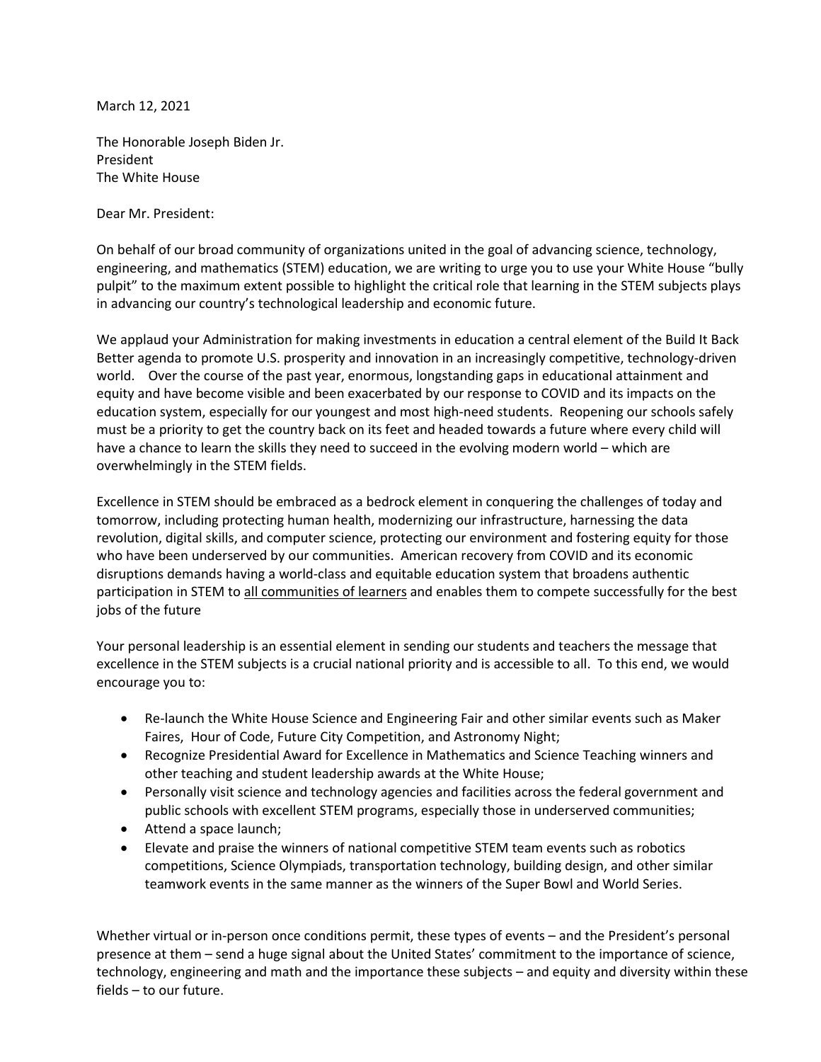March 12, 2021

The Honorable Joseph Biden Jr.
President
The White House

Dear Mr. President:

On behalf of our broad community of organizations united in the goal of advancing science, technology, engineering, and mathematics (STEM) education, we are writing to urge you to use your White House "bully pulpit" to the maximum extent possible to highlight the critical role that learning in the STEM subjects plays in advancing our country's technological leadership and economic future.

We applaud your Administration for making investments in education a central element of the Build It Back Better agenda to promote U.S. prosperity and innovation in an increasingly competitive, technology-driven world. Over the course of the past year, enormous, longstanding gaps in educational attainment and equity and have become visible and been exacerbated by our response to COVID and its impacts on the education system, especially for our youngest and most high-need students. Reopening our schools safely must be a priority to get the country back on its feet and headed towards a future where every child will have a chance to learn the skills they need to succeed in the evolving modern world – which are overwhelmingly in the STEM fields.

Excellence in STEM should be embraced as a bedrock element in conquering the challenges of today and tomorrow, including protecting human health, modernizing our infrastructure, harnessing the data revolution, digital skills, and computer science, protecting our environment and fostering equity for those who have been underserved by our communities. American recovery from COVID and its economic disruptions demands having a world-class and equitable education system that broadens authentic participation in STEM to <u>all communities of learners</u> and enables them to compete successfully for the best jobs of the future

Your personal leadership is an essential element in sending our students and teachers the message that excellence in the STEM subjects is a crucial national priority and is accessible to all. To this end, we would encourage you to:

- Re-launch the White House Science and Engineering Fair and other similar events such as Maker Faires, Hour of Code, Future City Competition, and Astronomy Night;
- Recognize Presidential Award for Excellence in Mathematics and Science Teaching winners and other teaching and student leadership awards at the White House;
- Personally visit science and technology agencies and facilities across the federal government and public schools with excellent STEM programs, especially those in underserved communities;
- Attend a space launch;
- Elevate and praise the winners of national competitive STEM team events such as robotics competitions, Science Olympiads, transportation technology, building design, and other similar teamwork events in the same manner as the winners of the Super Bowl and World Series.

Whether virtual or in-person once conditions permit, these types of events – and the President's personal presence at them – send a huge signal about the United States' commitment to the importance of science, technology, engineering and math and the importance these subjects – and equity and diversity within these fields – to our future.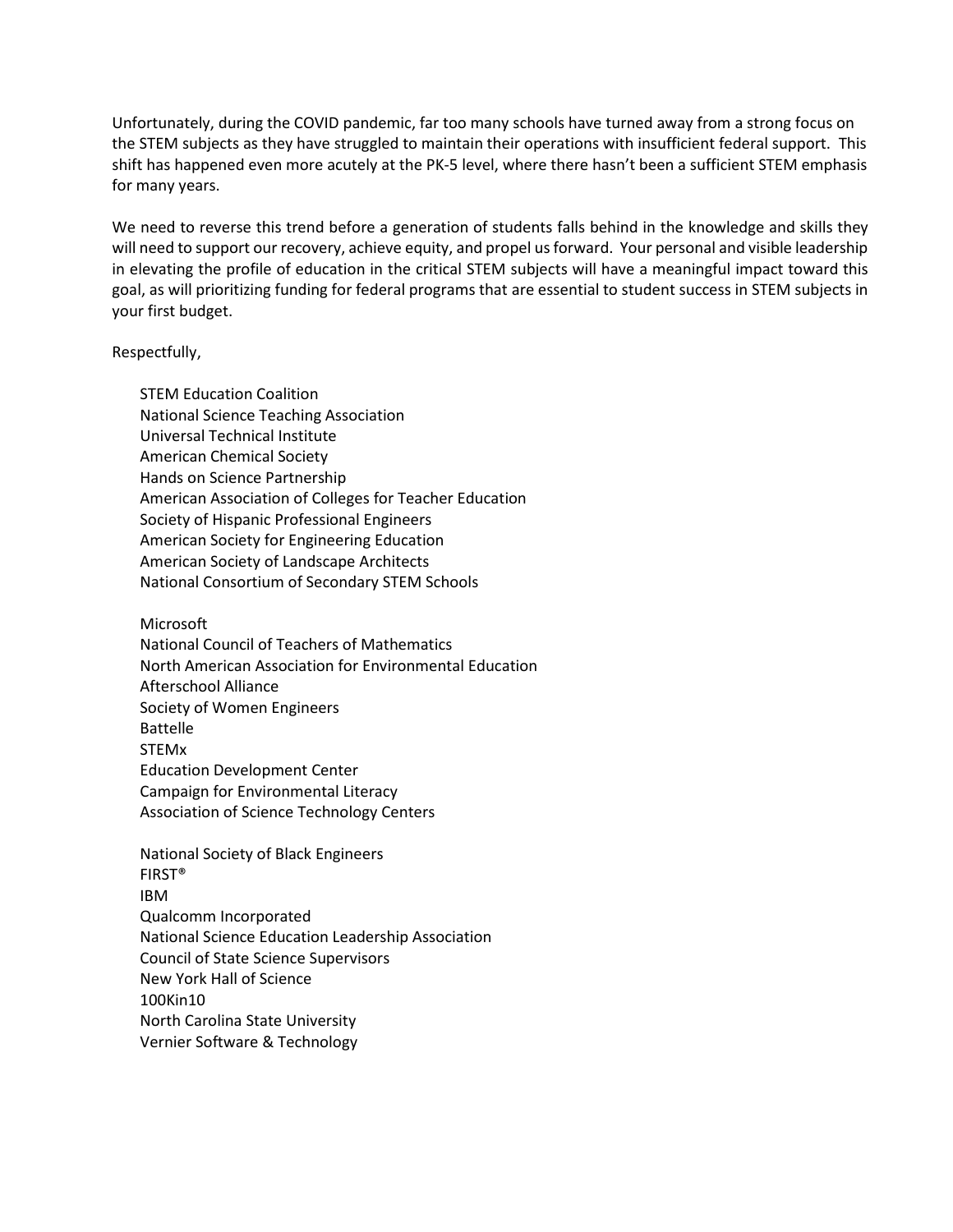Unfortunately, during the COVID pandemic, far too many schools have turned away from a strong focus on the STEM subjects as they have struggled to maintain their operations with insufficient federal support. This shift has happened even more acutely at the PK-5 level, where there hasn't been a sufficient STEM emphasis for many years.

We need to reverse this trend before a generation of students falls behind in the knowledge and skills they will need to support our recovery, achieve equity, and propel us forward. Your personal and visible leadership in elevating the profile of education in the critical STEM subjects will have a meaningful impact toward this goal, as will prioritizing funding for federal programs that are essential to student success in STEM subjects in your first budget.

Respectfully,

STEM Education Coalition
National Science Teaching Association
Universal Technical Institute
American Chemical Society
Hands on Science Partnership
American Association of Colleges for Teacher Education
Society of Hispanic Professional Engineers
American Society for Engineering Education
American Society of Landscape Architects
National Consortium of Secondary STEM Schools

Microsoft
National Council of Teachers of Mathematics
North American Association for Environmental Education
Afterschool Alliance
Society of Women Engineers
Battelle
STEMx
Education Development Center
Campaign for Environmental Literacy
Association of Science Technology Centers

National Society of Black Engineers
FIRST®
IBM
Qualcomm Incorporated
National Science Education Leadership Association
Council of State Science Supervisors
New York Hall of Science
100Kin10
North Carolina State University
Vernier Software & Technology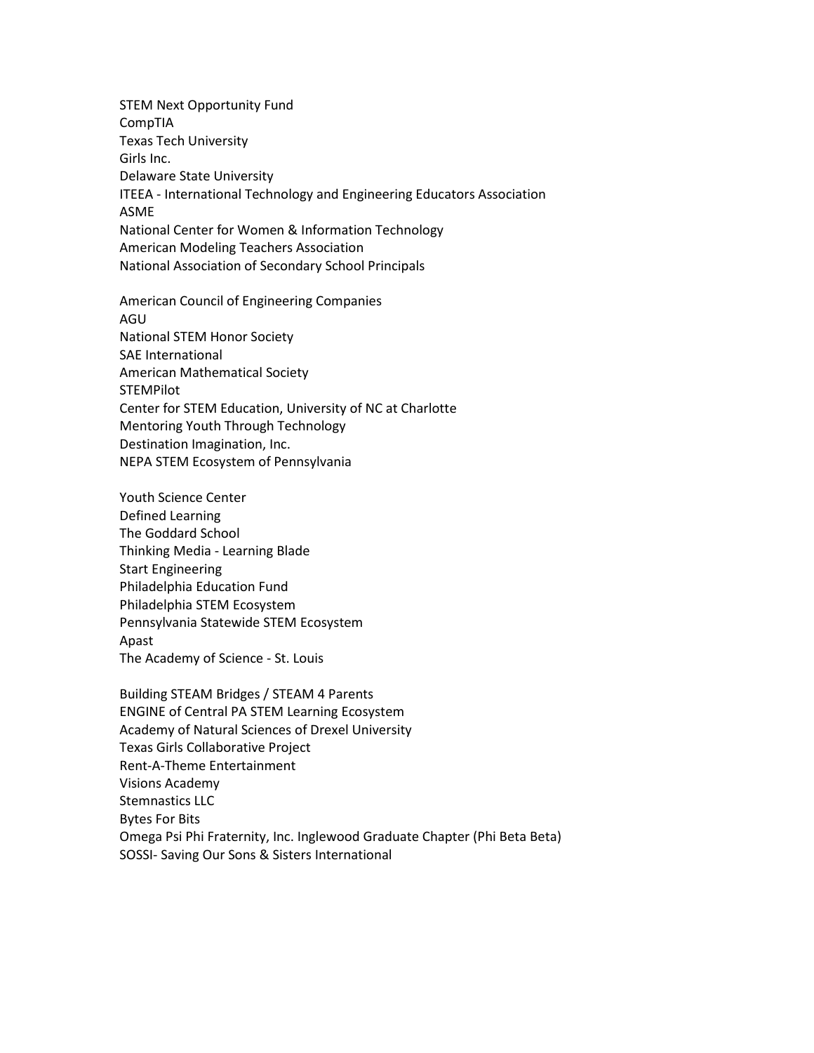STEM Next Opportunity Fund
CompTIA
Texas Tech University
Girls Inc.
Delaware State University
ITEEA - International Technology and Engineering Educators Association
ASME
National Center for Women & Information Technology
American Modeling Teachers Association
National Association of Secondary School Principals

American Council of Engineering Companies
AGU
National STEM Honor Society
SAE International
American Mathematical Society
STEMPilot
Center for STEM Education, University of NC at Charlotte
Mentoring Youth Through Technology
Destination Imagination, Inc.
NEPA STEM Ecosystem of Pennsylvania

Youth Science Center
Defined Learning
The Goddard School
Thinking Media - Learning Blade
Start Engineering
Philadelphia Education Fund
Philadelphia STEM Ecosystem
Pennsylvania Statewide STEM Ecosystem
Apast
The Academy of Science - St. Louis

Building STEAM Bridges / STEAM 4 Parents
ENGINE of Central PA STEM Learning Ecosystem
Academy of Natural Sciences of Drexel University
Texas Girls Collaborative Project
Rent-A-Theme Entertainment
Visions Academy
Stemnastics LLC
Bytes For Bits
Omega Psi Phi Fraternity, Inc. Inglewood Graduate Chapter (Phi Beta Beta)
SOSSI- Saving Our Sons & Sisters International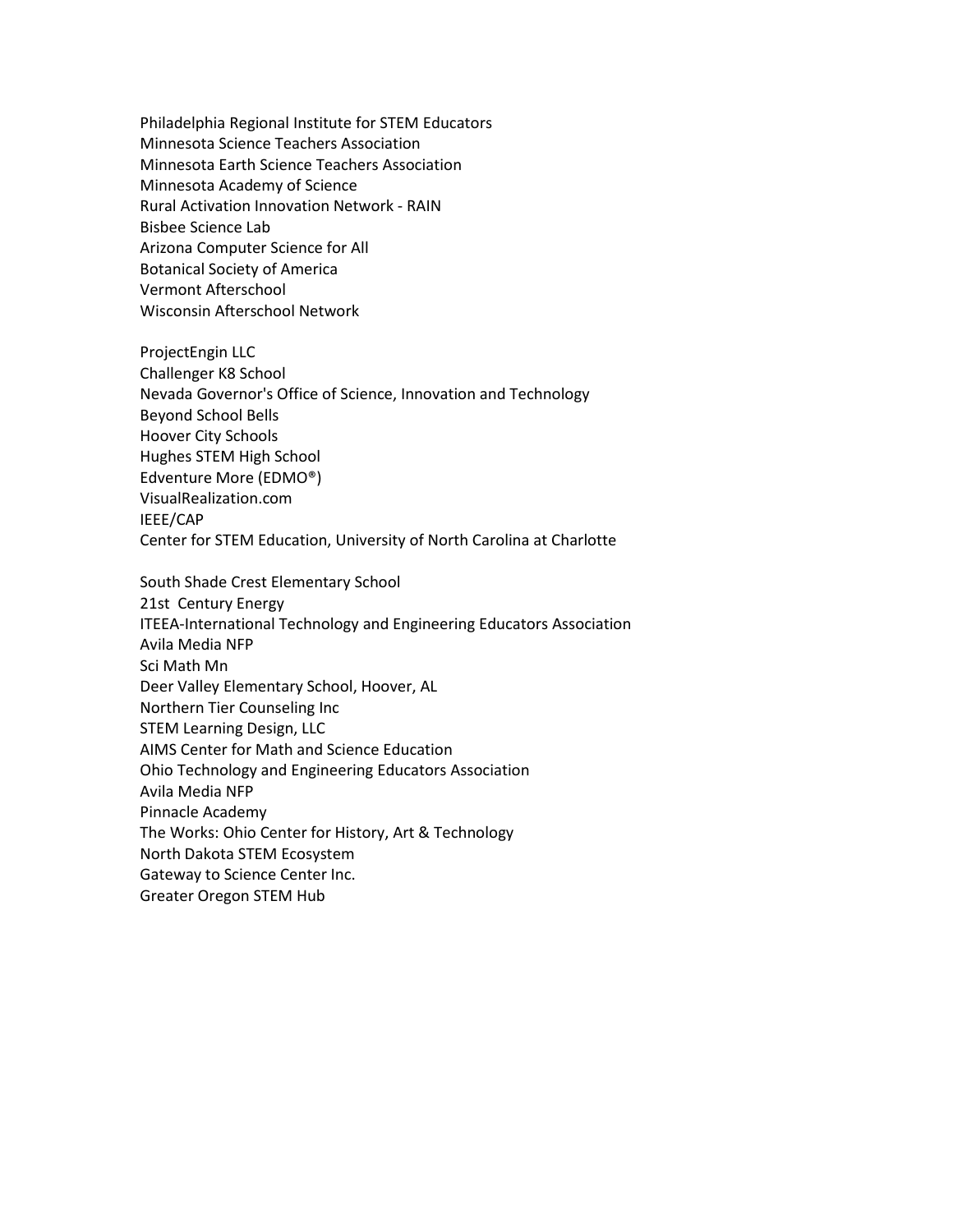Philadelphia Regional Institute for STEM Educators
Minnesota Science Teachers Association
Minnesota Earth Science Teachers Association
Minnesota Academy of Science
Rural Activation Innovation Network - RAIN
Bisbee Science Lab
Arizona Computer Science for All
Botanical Society of America
Vermont Afterschool
Wisconsin Afterschool Network

ProjectEngin LLC
Challenger K8 School
Nevada Governor's Office of Science, Innovation and Technology
Beyond School Bells
Hoover City Schools
Hughes STEM High School
Edventure More (EDMO®)
VisualRealization.com
IEEE/CAP
Center for STEM Education, University of North Carolina at Charlotte

South Shade Crest Elementary School
21st Century Energy
ITEEA-International Technology and Engineering Educators Association
Avila Media NFP
Sci Math Mn
Deer Valley Elementary School, Hoover, AL
Northern Tier Counseling Inc
STEM Learning Design, LLC
AIMS Center for Math and Science Education
Ohio Technology and Engineering Educators Association
Avila Media NFP
Pinnacle Academy
The Works: Ohio Center for History, Art & Technology
North Dakota STEM Ecosystem
Gateway to Science Center Inc.
Greater Oregon STEM Hub